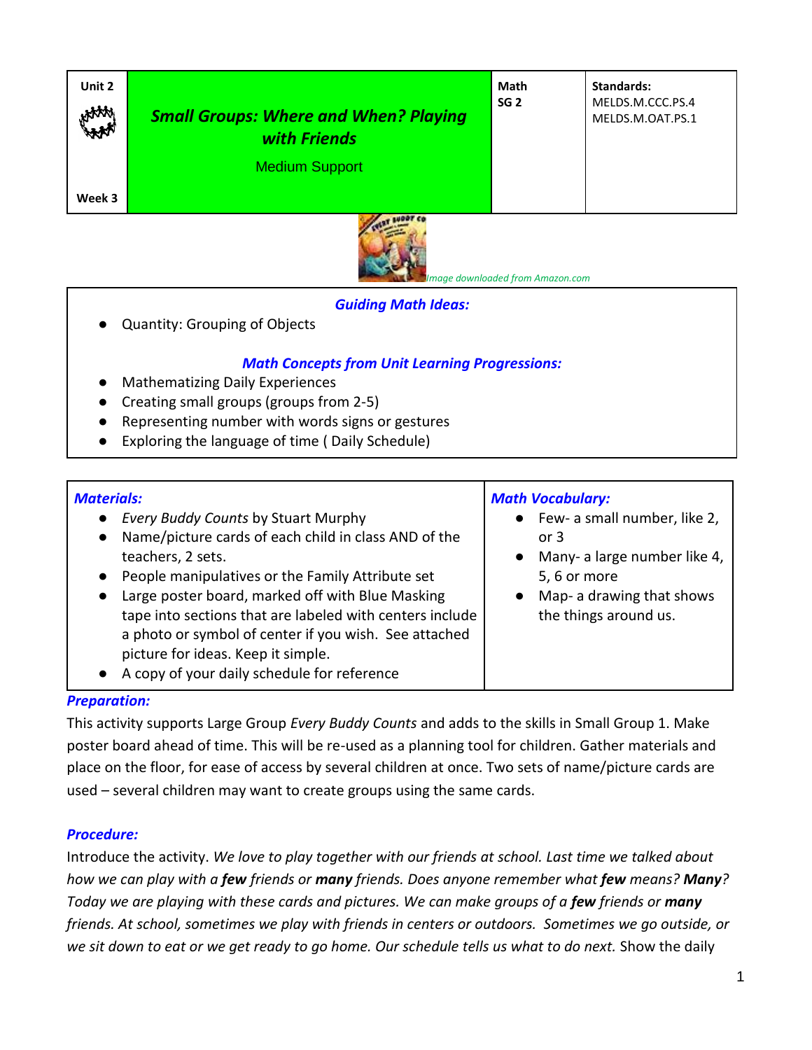| Unit 2<br><br>Week 3 | ***Small Groups: Where and When? Playing with Friends***<br><br>Medium Support | **Math**<br>**SG 2** | **Standards:**<br>MELDS.M.CCC.PS.4<br>MELDS.M.OAT.PS.1 |
|---|---|---|---|

*Image downloaded from Amazon.com*

## *Guiding Math Ideas:*

- Quantity: Grouping of Objects

## *Math Concepts from Unit Learning Progressions:*

- Mathematizing Daily Experiences
- Creating small groups (groups from 2-5)
- Representing number with words signs or gestures
- Exploring the language of time ( Daily Schedule)

| *Materials:* | *Math Vocabulary:* |
|---|---|
| • *Every Buddy Counts* by Stuart Murphy<br>• Name/picture cards of each child in class AND of the teachers, 2 sets.<br>• People manipulatives or the Family Attribute set<br>• Large poster board, marked off with Blue Masking tape into sections that are labeled with centers include a photo or symbol of center if you wish. See attached picture for ideas. Keep it simple.<br>• A copy of your daily schedule for reference | • Few- a small number, like 2, or 3<br>• Many- a large number like 4, 5, 6 or more<br>• Map- a drawing that shows the things around us. |

## *Preparation:*

This activity supports Large Group *Every Buddy Counts* and adds to the skills in Small Group 1. Make poster board ahead of time. This will be re-used as a planning tool for children. Gather materials and place on the floor, for ease of access by several children at once. Two sets of name/picture cards are used – several children may want to create groups using the same cards.

## *Procedure:*

Introduce the activity. *We love to play together with our friends at school. Last time we talked about how we can play with a* ***few*** *friends or* ***many*** *friends. Does anyone remember what* ***few*** *means?* ***Many****? Today we are playing with these cards and pictures. We can make groups of a* ***few*** *friends or* ***many*** *friends. At school, sometimes we play with friends in centers or outdoors. Sometimes we go outside, or we sit down to eat or we get ready to go home. Our schedule tells us what to do next.* Show the daily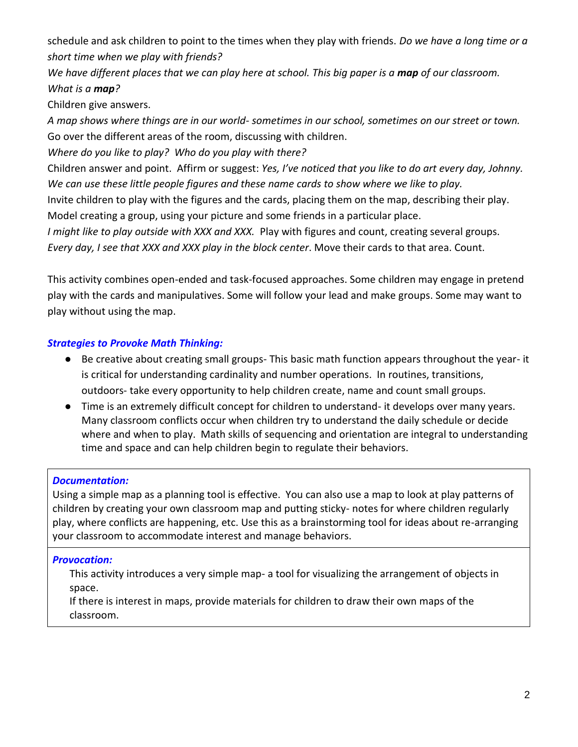schedule and ask children to point to the times when they play with friends. *Do we have a long time or a short time when we play with friends?*

*We have different places that we can play here at school. This big paper is a* ***map*** *of our classroom. What is a* ***map****?*

Children give answers.

*A map shows where things are in our world- sometimes in our school, sometimes on our street or town.*

Go over the different areas of the room, discussing with children.

*Where do you like to play? Who do you play with there?*

Children answer and point. Affirm or suggest: *Yes, I've noticed that you like to do art every day, Johnny. We can use these little people figures and these name cards to show where we like to play.*

Invite children to play with the figures and the cards, placing them on the map, describing their play.

Model creating a group, using your picture and some friends in a particular place.

*I might like to play outside with XXX and XXX.* Play with figures and count, creating several groups.

*Every day, I see that XXX and XXX play in the block center*. Move their cards to that area. Count.

This activity combines open-ended and task-focused approaches. Some children may engage in pretend play with the cards and manipulatives. Some will follow your lead and make groups. Some may want to play without using the map.

***Strategies to Provoke Math Thinking:***

- Be creative about creating small groups- This basic math function appears throughout the year- it is critical for understanding cardinality and number operations. In routines, transitions, outdoors- take every opportunity to help children create, name and count small groups.
- Time is an extremely difficult concept for children to understand- it develops over many years. Many classroom conflicts occur when children try to understand the daily schedule or decide where and when to play. Math skills of sequencing and orientation are integral to understanding time and space and can help children begin to regulate their behaviors.

***Documentation:***

Using a simple map as a planning tool is effective. You can also use a map to look at play patterns of children by creating your own classroom map and putting sticky- notes for where children regularly play, where conflicts are happening, etc. Use this as a brainstorming tool for ideas about re-arranging your classroom to accommodate interest and manage behaviors.

***Provocation:***

This activity introduces a very simple map- a tool for visualizing the arrangement of objects in space.

If there is interest in maps, provide materials for children to draw their own maps of the classroom.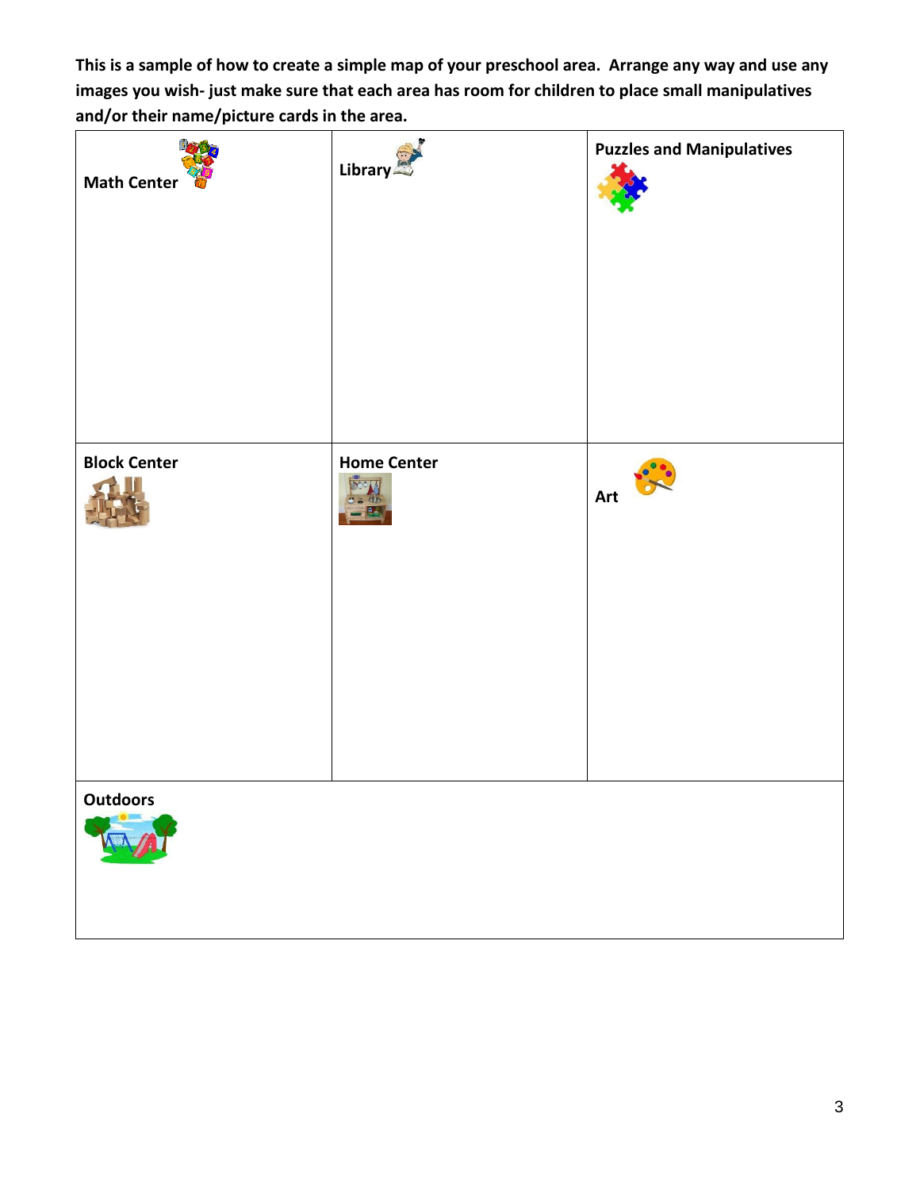**This is a sample of how to create a simple map of your preschool area. Arrange any way and use any images you wish- just make sure that each area has room for children to place small manipulatives and/or their name/picture cards in the area.**

| | | |
|---|---|---|
| **Math Center** | **Library** | **Puzzles and Manipulatives** |
| **Block Center** | **Home Center** | **Art** |
| **Outdoors** | | |